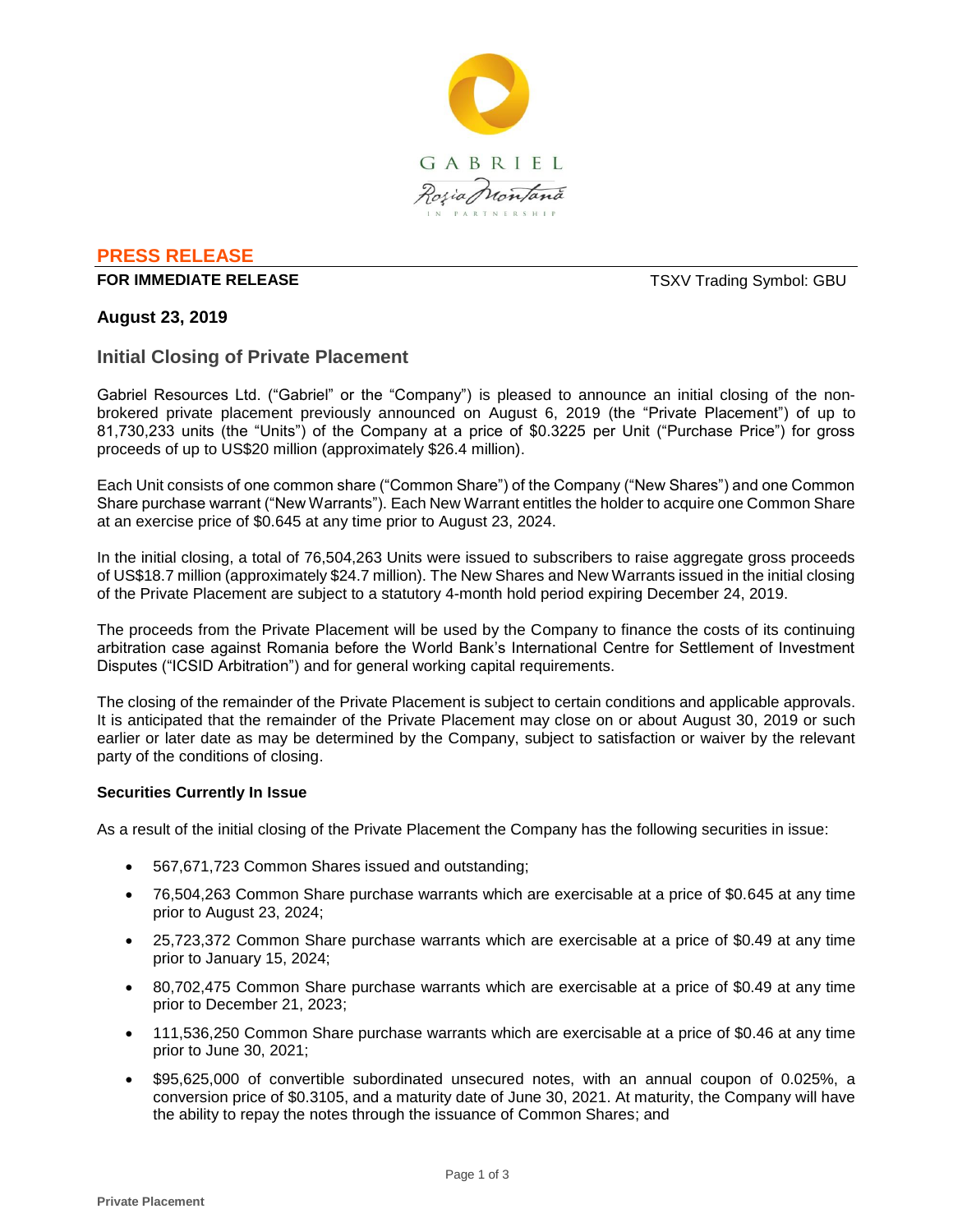**PRESS RELEASE**

**FOR IMMEDIATE RELEASE** TSXV Trading Symbol: GBU

**August 23, 2019**

## Initial Closing of Private Placement

Gabriel Resources Ltd. ("Gabriel" or the "Company") is pleased to announce an initial closing of the non-brokered private placement previously announced on August 6, 2019 (the "Private Placement") of up to 81,730,233 units (the "Units") of the Company at a price of $0.3225 per Unit ("Purchase Price") for gross proceeds of up to US$20 million (approximately $26.4 million).

Each Unit consists of one common share ("Common Share") of the Company ("New Shares") and one Common Share purchase warrant ("New Warrants"). Each New Warrant entitles the holder to acquire one Common Share at an exercise price of $0.645 at any time prior to August 23, 2024.

In the initial closing, a total of 76,504,263 Units were issued to subscribers to raise aggregate gross proceeds of US$18.7 million (approximately $24.7 million). The New Shares and New Warrants issued in the initial closing of the Private Placement are subject to a statutory 4-month hold period expiring December 24, 2019.

The proceeds from the Private Placement will be used by the Company to finance the costs of its continuing arbitration case against Romania before the World Bank's International Centre for Settlement of Investment Disputes ("ICSID Arbitration") and for general working capital requirements.

The closing of the remainder of the Private Placement is subject to certain conditions and applicable approvals. It is anticipated that the remainder of the Private Placement may close on or about August 30, 2019 or such earlier or later date as may be determined by the Company, subject to satisfaction or waiver by the relevant party of the conditions of closing.

**Securities Currently In Issue**

As a result of the initial closing of the Private Placement the Company has the following securities in issue:

- 567,671,723 Common Shares issued and outstanding;
- 76,504,263 Common Share purchase warrants which are exercisable at a price of $0.645 at any time prior to August 23, 2024;
- 25,723,372 Common Share purchase warrants which are exercisable at a price of $0.49 at any time prior to January 15, 2024;
- 80,702,475 Common Share purchase warrants which are exercisable at a price of $0.49 at any time prior to December 21, 2023;
- 111,536,250 Common Share purchase warrants which are exercisable at a price of $0.46 at any time prior to June 30, 2021;
- $95,625,000 of convertible subordinated unsecured notes, with an annual coupon of 0.025%, a conversion price of $0.3105, and a maturity date of June 30, 2021. At maturity, the Company will have the ability to repay the notes through the issuance of Common Shares; and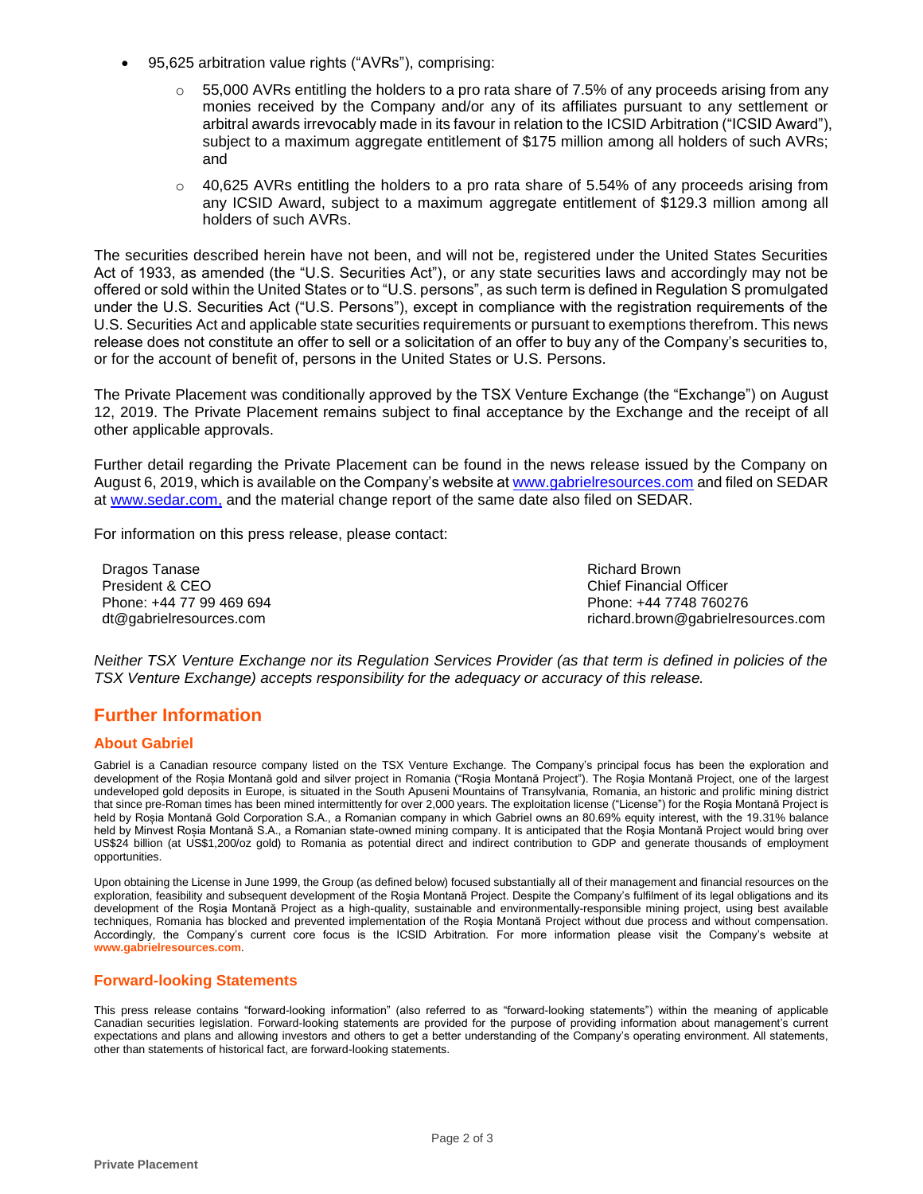- 95,625 arbitration value rights ("AVRs"), comprising:
    - 55,000 AVRs entitling the holders to a pro rata share of 7.5% of any proceeds arising from any monies received by the Company and/or any of its affiliates pursuant to any settlement or arbitral awards irrevocably made in its favour in relation to the ICSID Arbitration ("ICSID Award"), subject to a maximum aggregate entitlement of $175 million among all holders of such AVRs; and
    - 40,625 AVRs entitling the holders to a pro rata share of 5.54% of any proceeds arising from any ICSID Award, subject to a maximum aggregate entitlement of $129.3 million among all holders of such AVRs.

The securities described herein have not been, and will not be, registered under the United States Securities Act of 1933, as amended (the "U.S. Securities Act"), or any state securities laws and accordingly may not be offered or sold within the United States or to "U.S. persons", as such term is defined in Regulation S promulgated under the U.S. Securities Act ("U.S. Persons"), except in compliance with the registration requirements of the U.S. Securities Act and applicable state securities requirements or pursuant to exemptions therefrom. This news release does not constitute an offer to sell or a solicitation of an offer to buy any of the Company's securities to, or for the account of benefit of, persons in the United States or U.S. Persons.

The Private Placement was conditionally approved by the TSX Venture Exchange (the "Exchange") on August 12, 2019. The Private Placement remains subject to final acceptance by the Exchange and the receipt of all other applicable approvals.

Further detail regarding the Private Placement can be found in the news release issued by the Company on August 6, 2019, which is available on the Company's website at www.gabrielresources.com and filed on SEDAR at www.sedar.com, and the material change report of the same date also filed on SEDAR.

For information on this press release, please contact:

| | |
|---|---|
| Dragos Tanase<br>President & CEO<br>Phone: +44 77 99 469 694<br>dt@gabrielresources.com | Richard Brown<br>Chief Financial Officer<br>Phone: +44 7748 760276<br>richard.brown@gabrielresources.com |

*Neither TSX Venture Exchange nor its Regulation Services Provider (as that term is defined in policies of the TSX Venture Exchange) accepts responsibility for the adequacy or accuracy of this release.*

## Further Information

### About Gabriel

Gabriel is a Canadian resource company listed on the TSX Venture Exchange. The Company's principal focus has been the exploration and development of the Roşia Montană gold and silver project in Romania ("Roşia Montană Project"). The Roşia Montană Project, one of the largest undeveloped gold deposits in Europe, is situated in the South Apuseni Mountains of Transylvania, Romania, an historic and prolific mining district that since pre-Roman times has been mined intermittently for over 2,000 years. The exploitation license ("License") for the Roşia Montană Project is held by Roșia Montană Gold Corporation S.A., a Romanian company in which Gabriel owns an 80.69% equity interest, with the 19.31% balance held by Minvest Roșia Montană S.A., a Romanian state-owned mining company. It is anticipated that the Roşia Montană Project would bring over US$24 billion (at US$1,200/oz gold) to Romania as potential direct and indirect contribution to GDP and generate thousands of employment opportunities.

Upon obtaining the License in June 1999, the Group (as defined below) focused substantially all of their management and financial resources on the exploration, feasibility and subsequent development of the Roşia Montană Project. Despite the Company's fulfilment of its legal obligations and its development of the Roşia Montană Project as a high-quality, sustainable and environmentally-responsible mining project, using best available techniques, Romania has blocked and prevented implementation of the Roşia Montană Project without due process and without compensation. Accordingly, the Company's current core focus is the ICSID Arbitration. For more information please visit the Company's website at **www.gabrielresources.com**.

### Forward-looking Statements

This press release contains "forward-looking information" (also referred to as "forward-looking statements") within the meaning of applicable Canadian securities legislation. Forward-looking statements are provided for the purpose of providing information about management's current expectations and plans and allowing investors and others to get a better understanding of the Company's operating environment. All statements, other than statements of historical fact, are forward-looking statements.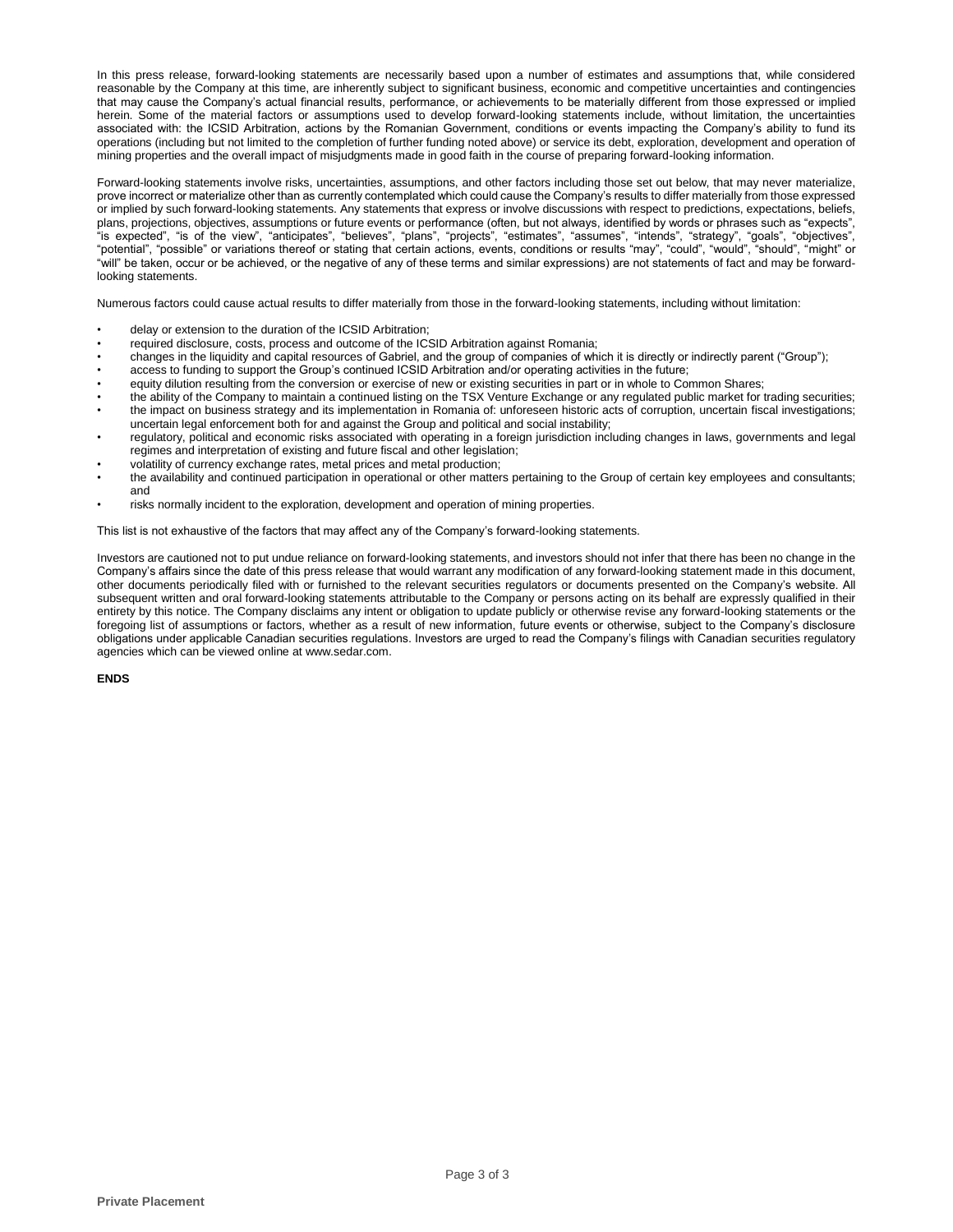In this press release, forward-looking statements are necessarily based upon a number of estimates and assumptions that, while considered reasonable by the Company at this time, are inherently subject to significant business, economic and competitive uncertainties and contingencies that may cause the Company's actual financial results, performance, or achievements to be materially different from those expressed or implied herein. Some of the material factors or assumptions used to develop forward-looking statements include, without limitation, the uncertainties associated with: the ICSID Arbitration, actions by the Romanian Government, conditions or events impacting the Company's ability to fund its operations (including but not limited to the completion of further funding noted above) or service its debt, exploration, development and operation of mining properties and the overall impact of misjudgments made in good faith in the course of preparing forward-looking information.

Forward-looking statements involve risks, uncertainties, assumptions, and other factors including those set out below, that may never materialize, prove incorrect or materialize other than as currently contemplated which could cause the Company's results to differ materially from those expressed or implied by such forward-looking statements. Any statements that express or involve discussions with respect to predictions, expectations, beliefs, plans, projections, objectives, assumptions or future events or performance (often, but not always, identified by words or phrases such as "expects", "is expected", "is of the view", "anticipates", "believes", "plans", "projects", "estimates", "assumes", "intends", "strategy", "goals", "objectives", "potential", "possible" or variations thereof or stating that certain actions, events, conditions or results "may", "could", "would", "should", "might" or "will" be taken, occur or be achieved, or the negative of any of these terms and similar expressions) are not statements of fact and may be forward-looking statements.

Numerous factors could cause actual results to differ materially from those in the forward-looking statements, including without limitation:

- delay or extension to the duration of the ICSID Arbitration;
- required disclosure, costs, process and outcome of the ICSID Arbitration against Romania;
- changes in the liquidity and capital resources of Gabriel, and the group of companies of which it is directly or indirectly parent ("Group");
- access to funding to support the Group's continued ICSID Arbitration and/or operating activities in the future;
- equity dilution resulting from the conversion or exercise of new or existing securities in part or in whole to Common Shares;
- the ability of the Company to maintain a continued listing on the TSX Venture Exchange or any regulated public market for trading securities;
- the impact on business strategy and its implementation in Romania of: unforeseen historic acts of corruption, uncertain fiscal investigations; uncertain legal enforcement both for and against the Group and political and social instability;
- regulatory, political and economic risks associated with operating in a foreign jurisdiction including changes in laws, governments and legal regimes and interpretation of existing and future fiscal and other legislation;
- volatility of currency exchange rates, metal prices and metal production;
- the availability and continued participation in operational or other matters pertaining to the Group of certain key employees and consultants; and
- risks normally incident to the exploration, development and operation of mining properties.

This list is not exhaustive of the factors that may affect any of the Company's forward-looking statements.

Investors are cautioned not to put undue reliance on forward-looking statements, and investors should not infer that there has been no change in the Company's affairs since the date of this press release that would warrant any modification of any forward-looking statement made in this document, other documents periodically filed with or furnished to the relevant securities regulators or documents presented on the Company's website. All subsequent written and oral forward-looking statements attributable to the Company or persons acting on its behalf are expressly qualified in their entirety by this notice. The Company disclaims any intent or obligation to update publicly or otherwise revise any forward-looking statements or the foregoing list of assumptions or factors, whether as a result of new information, future events or otherwise, subject to the Company's disclosure obligations under applicable Canadian securities regulations. Investors are urged to read the Company's filings with Canadian securities regulatory agencies which can be viewed online at www.sedar.com.

**ENDS**